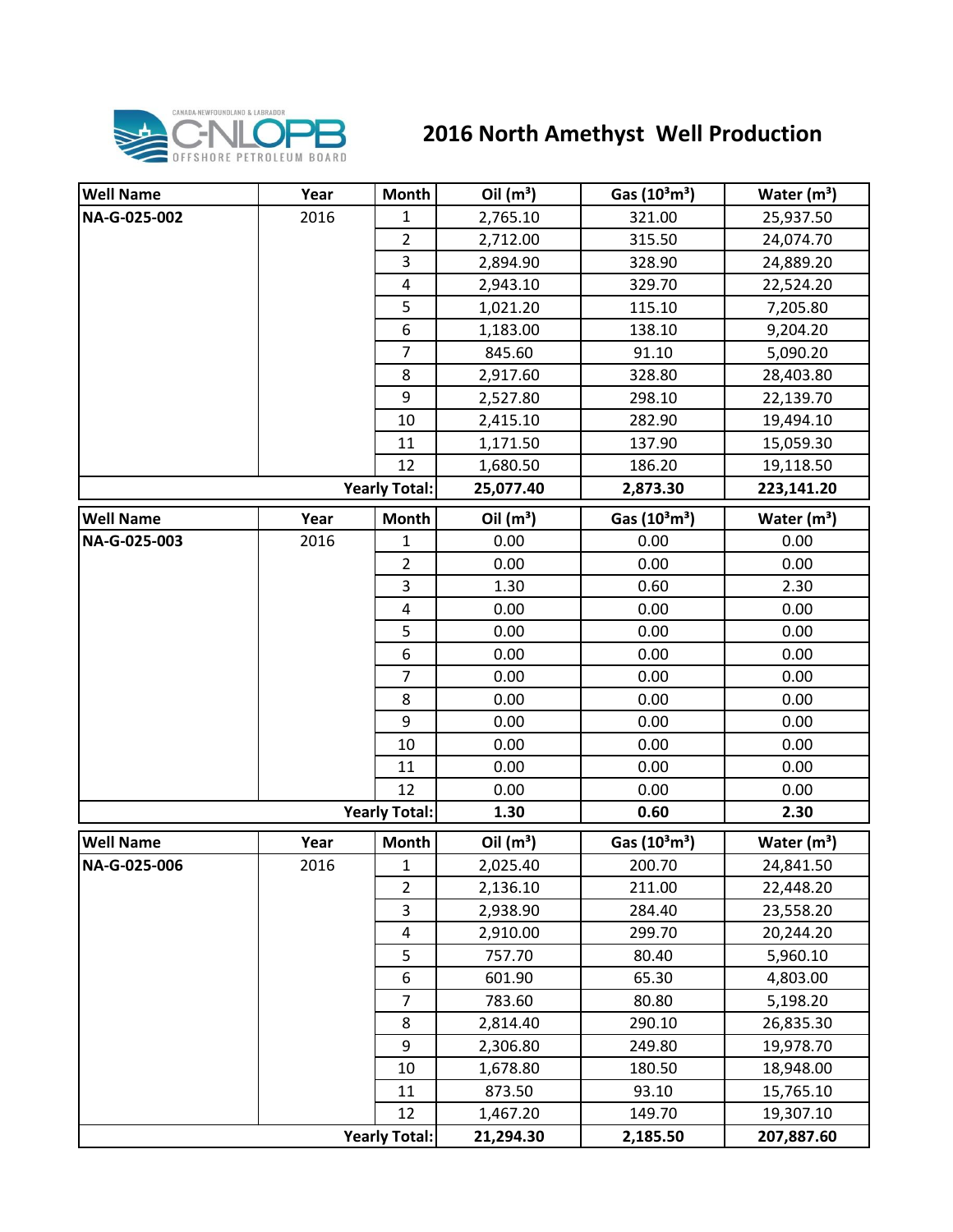# 2016 North Amethyst Well Production

| Well Name | Year | Month | Oil ($m^3$) | Gas ($10^3m^3$) | Water ($m^3$) |
|---|---|---|---|---|---|
| NA-G-025-002 | 2016 | 1 | 2,765.10 | 321.00 | 25,937.50 |
| | | 2 | 2,712.00 | 315.50 | 24,074.70 |
| | | 3 | 2,894.90 | 328.90 | 24,889.20 |
| | | 4 | 2,943.10 | 329.70 | 22,524.20 |
| | | 5 | 1,021.20 | 115.10 | 7,205.80 |
| | | 6 | 1,183.00 | 138.10 | 9,204.20 |
| | | 7 | 845.60 | 91.10 | 5,090.20 |
| | | 8 | 2,917.60 | 328.80 | 28,403.80 |
| | | 9 | 2,527.80 | 298.10 | 22,139.70 |
| | | 10 | 2,415.10 | 282.90 | 19,494.10 |
| | | 11 | 1,171.50 | 137.90 | 15,059.30 |
| | | 12 | 1,680.50 | 186.20 | 19,118.50 |
| | | **Yearly Total:** | **25,077.40** | **2,873.30** | **223,141.20** |

| Well Name | Year | Month | Oil ($m^3$) | Gas ($10^3m^3$) | Water ($m^3$) |
|---|---|---|---|---|---|
| NA-G-025-003 | 2016 | 1 | 0.00 | 0.00 | 0.00 |
| | | 2 | 0.00 | 0.00 | 0.00 |
| | | 3 | 1.30 | 0.60 | 2.30 |
| | | 4 | 0.00 | 0.00 | 0.00 |
| | | 5 | 0.00 | 0.00 | 0.00 |
| | | 6 | 0.00 | 0.00 | 0.00 |
| | | 7 | 0.00 | 0.00 | 0.00 |
| | | 8 | 0.00 | 0.00 | 0.00 |
| | | 9 | 0.00 | 0.00 | 0.00 |
| | | 10 | 0.00 | 0.00 | 0.00 |
| | | 11 | 0.00 | 0.00 | 0.00 |
| | | 12 | 0.00 | 0.00 | 0.00 |
| | | **Yearly Total:** | **1.30** | **0.60** | **2.30** |

| Well Name | Year | Month | Oil ($m^3$) | Gas ($10^3m^3$) | Water ($m^3$) |
|---|---|---|---|---|---|
| NA-G-025-006 | 2016 | 1 | 2,025.40 | 200.70 | 24,841.50 |
| | | 2 | 2,136.10 | 211.00 | 22,448.20 |
| | | 3 | 2,938.90 | 284.40 | 23,558.20 |
| | | 4 | 2,910.00 | 299.70 | 20,244.20 |
| | | 5 | 757.70 | 80.40 | 5,960.10 |
| | | 6 | 601.90 | 65.30 | 4,803.00 |
| | | 7 | 783.60 | 80.80 | 5,198.20 |
| | | 8 | 2,814.40 | 290.10 | 26,835.30 |
| | | 9 | 2,306.80 | 249.80 | 19,978.70 |
| | | 10 | 1,678.80 | 180.50 | 18,948.00 |
| | | 11 | 873.50 | 93.10 | 15,765.10 |
| | | 12 | 1,467.20 | 149.70 | 19,307.10 |
| | | **Yearly Total:** | **21,294.30** | **2,185.50** | **207,887.60** |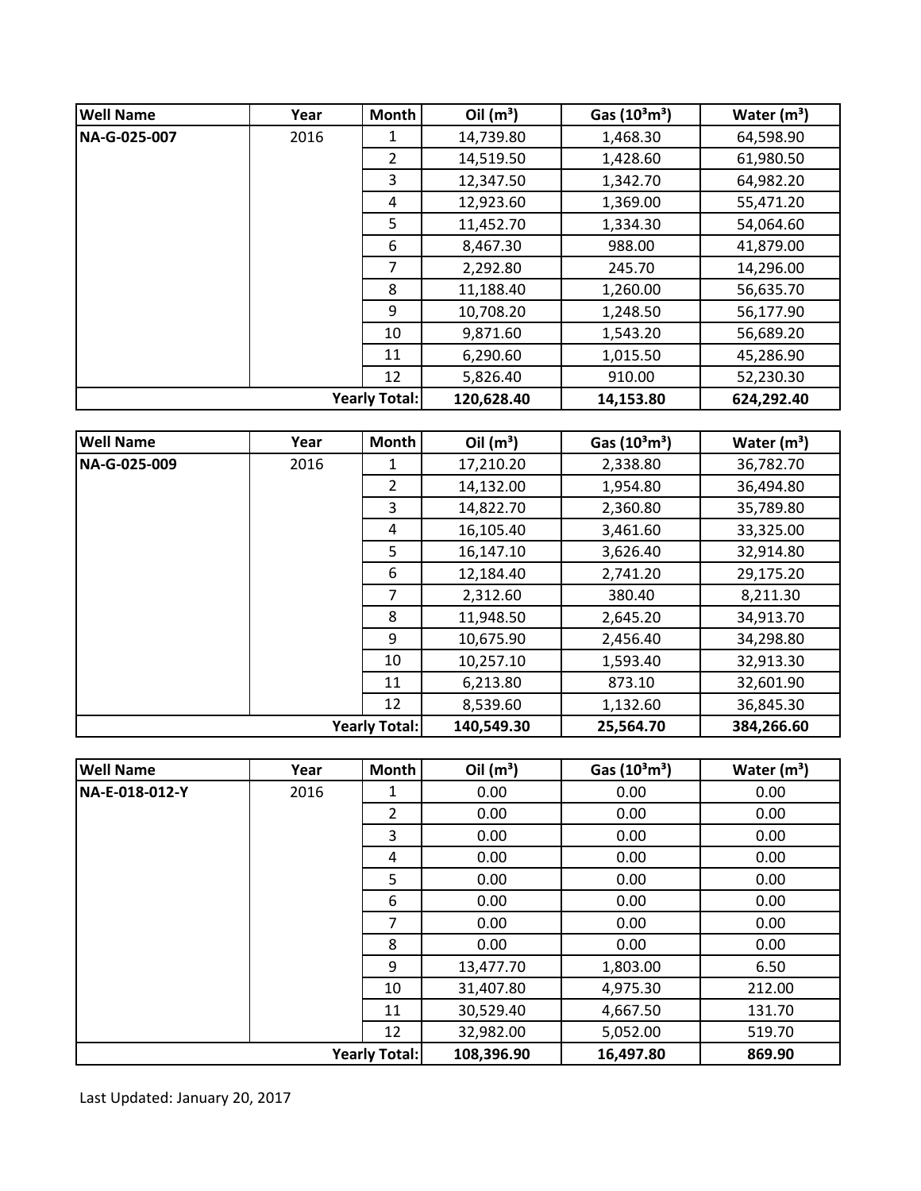| Well Name | Year | Month | Oil ($m^3$) | Gas ($10^3m^3$) | Water ($m^3$) |
|---|---|---|---|---|---|
| NA-G-025-007 | 2016 | 1 | 14,739.80 | 1,468.30 | 64,598.90 |
| | | 2 | 14,519.50 | 1,428.60 | 61,980.50 |
| | | 3 | 12,347.50 | 1,342.70 | 64,982.20 |
| | | 4 | 12,923.60 | 1,369.00 | 55,471.20 |
| | | 5 | 11,452.70 | 1,334.30 | 54,064.60 |
| | | 6 | 8,467.30 | 988.00 | 41,879.00 |
| | | 7 | 2,292.80 | 245.70 | 14,296.00 |
| | | 8 | 11,188.40 | 1,260.00 | 56,635.70 |
| | | 9 | 10,708.20 | 1,248.50 | 56,177.90 |
| | | 10 | 9,871.60 | 1,543.20 | 56,689.20 |
| | | 11 | 6,290.60 | 1,015.50 | 45,286.90 |
| | | 12 | 5,826.40 | 910.00 | 52,230.30 |
| | | **Yearly Total:** | **120,628.40** | **14,153.80** | **624,292.40** |

| Well Name | Year | Month | Oil ($m^3$) | Gas ($10^3m^3$) | Water ($m^3$) |
|---|---|---|---|---|---|
| NA-G-025-009 | 2016 | 1 | 17,210.20 | 2,338.80 | 36,782.70 |
| | | 2 | 14,132.00 | 1,954.80 | 36,494.80 |
| | | 3 | 14,822.70 | 2,360.80 | 35,789.80 |
| | | 4 | 16,105.40 | 3,461.60 | 33,325.00 |
| | | 5 | 16,147.10 | 3,626.40 | 32,914.80 |
| | | 6 | 12,184.40 | 2,741.20 | 29,175.20 |
| | | 7 | 2,312.60 | 380.40 | 8,211.30 |
| | | 8 | 11,948.50 | 2,645.20 | 34,913.70 |
| | | 9 | 10,675.90 | 2,456.40 | 34,298.80 |
| | | 10 | 10,257.10 | 1,593.40 | 32,913.30 |
| | | 11 | 6,213.80 | 873.10 | 32,601.90 |
| | | 12 | 8,539.60 | 1,132.60 | 36,845.30 |
| | | **Yearly Total:** | **140,549.30** | **25,564.70** | **384,266.60** |

| Well Name | Year | Month | Oil ($m^3$) | Gas ($10^3m^3$) | Water ($m^3$) |
|---|---|---|---|---|---|
| NA-E-018-012-Y | 2016 | 1 | 0.00 | 0.00 | 0.00 |
| | | 2 | 0.00 | 0.00 | 0.00 |
| | | 3 | 0.00 | 0.00 | 0.00 |
| | | 4 | 0.00 | 0.00 | 0.00 |
| | | 5 | 0.00 | 0.00 | 0.00 |
| | | 6 | 0.00 | 0.00 | 0.00 |
| | | 7 | 0.00 | 0.00 | 0.00 |
| | | 8 | 0.00 | 0.00 | 0.00 |
| | | 9 | 13,477.70 | 1,803.00 | 6.50 |
| | | 10 | 31,407.80 | 4,975.30 | 212.00 |
| | | 11 | 30,529.40 | 4,667.50 | 131.70 |
| | | 12 | 32,982.00 | 5,052.00 | 519.70 |
| | | **Yearly Total:** | **108,396.90** | **16,497.80** | **869.90** |

Last Updated: January 20, 2017